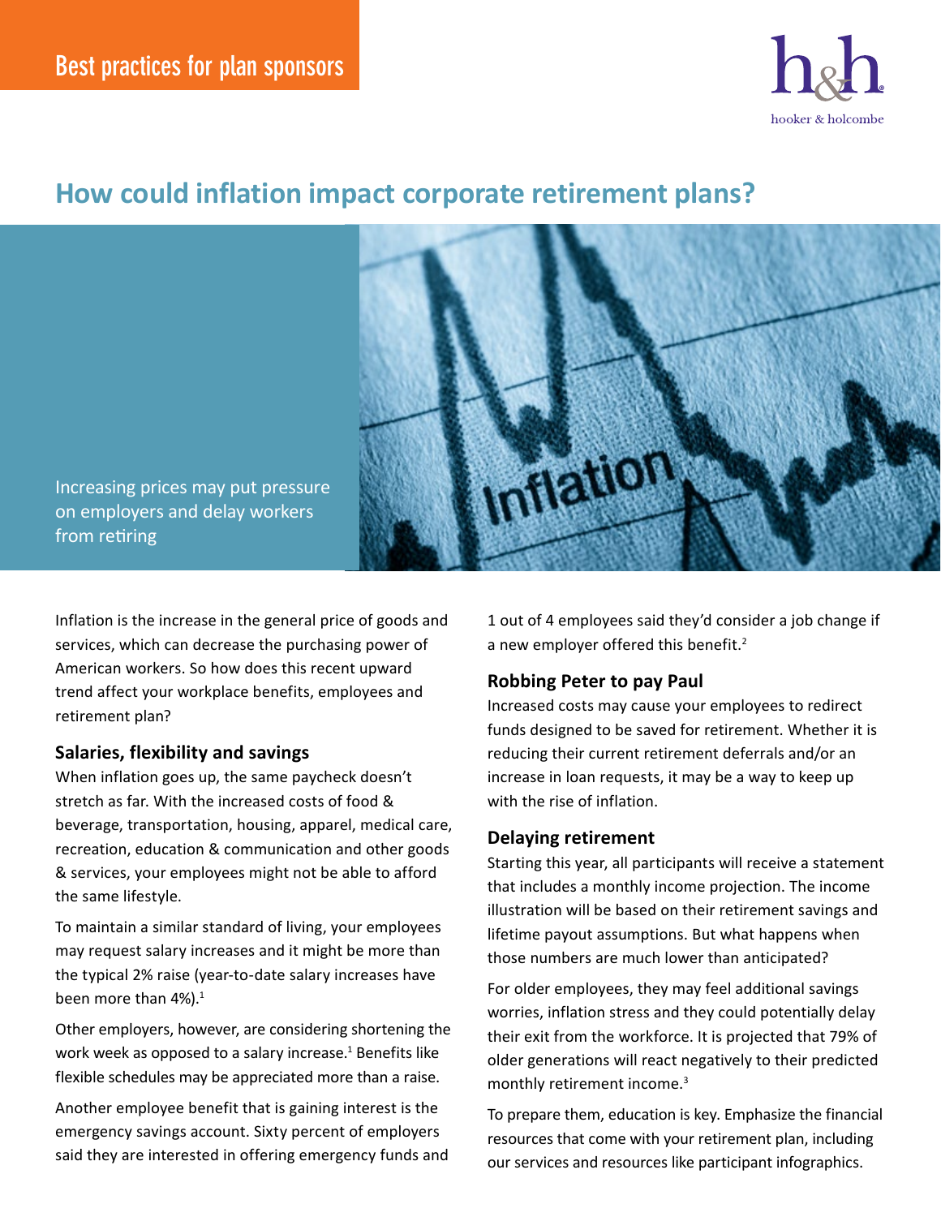Best practices for plan sponsors

hooker & holcombe

# How could inflation impact corporate retirement plans?

Increasing prices may put pressure on employers and delay workers from retiring

Inflation is the increase in the general price of goods and services, which can decrease the purchasing power of American workers. So how does this recent upward trend affect your workplace benefits, employees and retirement plan?

## Salaries, flexibility and savings

When inflation goes up, the same paycheck doesn't stretch as far. With the increased costs of food & beverage, transportation, housing, apparel, medical care, recreation, education & communication and other goods & services, your employees might not be able to afford the same lifestyle.

To maintain a similar standard of living, your employees may request salary increases and it might be more than the typical 2% raise (year-to-date salary increases have been more than 4%).[1]

Other employers, however, are considering shortening the work week as opposed to a salary increase.[1] Benefits like flexible schedules may be appreciated more than a raise.

Another employee benefit that is gaining interest is the emergency savings account. Sixty percent of employers said they are interested in offering emergency funds and 1 out of 4 employees said they'd consider a job change if a new employer offered this benefit.[2]

## Robbing Peter to pay Paul

Increased costs may cause your employees to redirect funds designed to be saved for retirement. Whether it is reducing their current retirement deferrals and/or an increase in loan requests, it may be a way to keep up with the rise of inflation.

## Delaying retirement

Starting this year, all participants will receive a statement that includes a monthly income projection. The income illustration will be based on their retirement savings and lifetime payout assumptions. But what happens when those numbers are much lower than anticipated?

For older employees, they may feel additional savings worries, inflation stress and they could potentially delay their exit from the workforce. It is projected that 79% of older generations will react negatively to their predicted monthly retirement income.[3]

To prepare them, education is key. Emphasize the financial resources that come with your retirement plan, including our services and resources like participant infographics.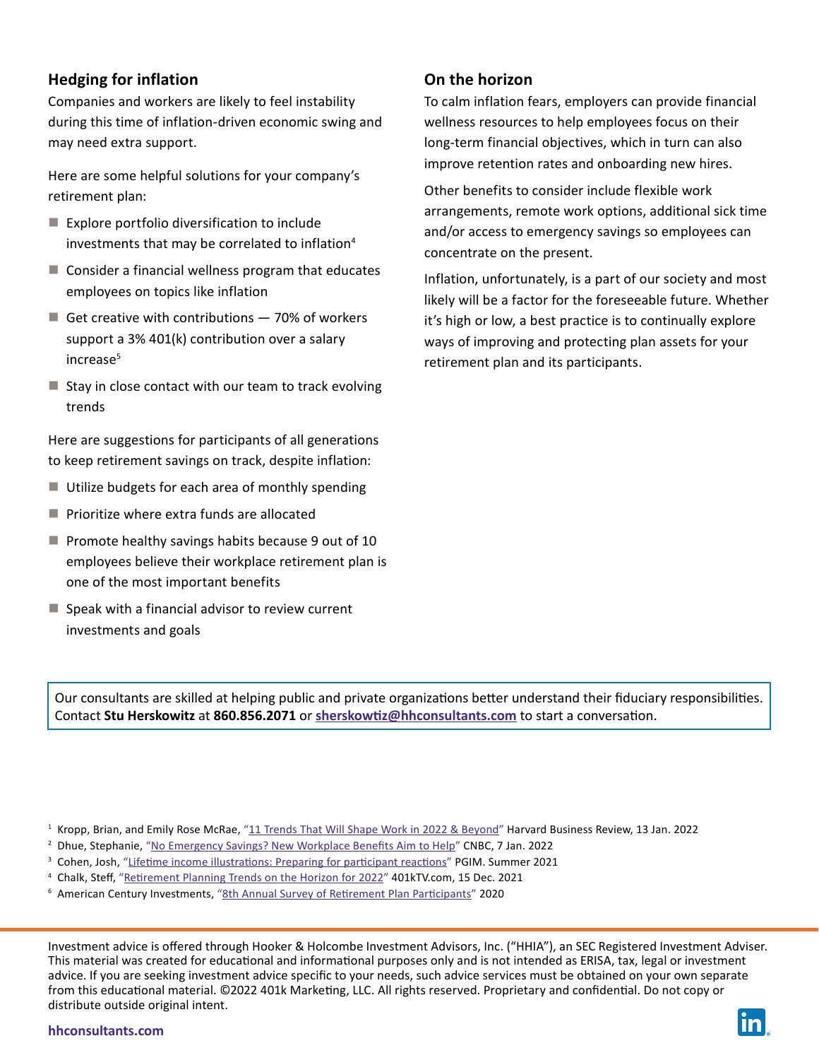## Hedging for inflation

Companies and workers are likely to feel instability during this time of inflation-driven economic swing and may need extra support.

Here are some helpful solutions for your company's retirement plan:

- Explore portfolio diversification to include investments that may be correlated to inflation[4]
- Consider a financial wellness program that educates employees on topics like inflation
- Get creative with contributions — 70% of workers support a 3% 401(k) contribution over a salary increase[5]
- Stay in close contact with our team to track evolving trends

Here are suggestions for participants of all generations to keep retirement savings on track, despite inflation:

- Utilize budgets for each area of monthly spending
- Prioritize where extra funds are allocated
- Promote healthy savings habits because 9 out of 10 employees believe their workplace retirement plan is one of the most important benefits
- Speak with a financial advisor to review current investments and goals

## On the horizon

To calm inflation fears, employers can provide financial wellness resources to help employees focus on their long-term financial objectives, which in turn can also improve retention rates and onboarding new hires.

Other benefits to consider include flexible work arrangements, remote work options, additional sick time and/or access to emergency savings so employees can concentrate on the present.

Inflation, unfortunately, is a part of our society and most likely will be a factor for the foreseeable future. Whether it's high or low, a best practice is to continually explore ways of improving and protecting plan assets for your retirement plan and its participants.

Our consultants are skilled at helping public and private organizations better understand their fiduciary responsibilities. Contact **Stu Herskowitz** at **860.856.2071** or **sherskowtiz@hhconsultants.com** to start a conversation.

[1] Kropp, Brian, and Emily Rose McRae, "11 Trends That Will Shape Work in 2022 & Beyond" Harvard Business Review, 13 Jan. 2022
[2] Dhue, Stephanie, "No Emergency Savings? New Workplace Benefits Aim to Help" CNBC, 7 Jan. 2022
[3] Cohen, Josh, "Lifetime income illustrations: Preparing for participant reactions" PGIM. Summer 2021
[4] Chalk, Steff, "Retirement Planning Trends on the Horizon for 2022" 401kTV.com, 15 Dec. 2021
[6] American Century Investments, "8th Annual Survey of Retirement Plan Participants" 2020

Investment advice is offered through Hooker & Holcombe Investment Advisors, Inc. ("HHIA"), an SEC Registered Investment Adviser. This material was created for educational and informational purposes only and is not intended as ERISA, tax, legal or investment advice. If you are seeking investment advice specific to your needs, such advice services must be obtained on your own separate from this educational material. ©2022 401k Marketing, LLC. All rights reserved. Proprietary and confidential. Do not copy or distribute outside original intent.

hhconsultants.com